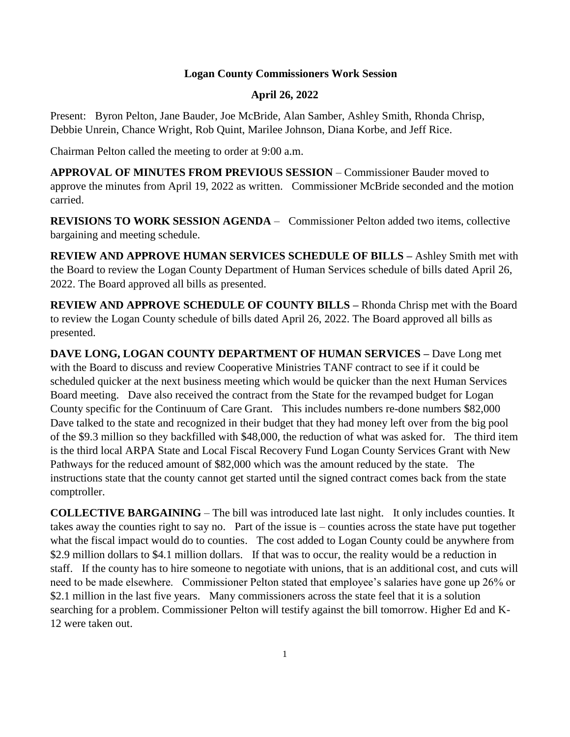**Logan County Commissioners Work Session**

**April 26, 2022**

Present: Byron Pelton, Jane Bauder, Joe McBride, Alan Samber, Ashley Smith, Rhonda Chrisp, Debbie Unrein, Chance Wright, Rob Quint, Marilee Johnson, Diana Korbe, and Jeff Rice.

Chairman Pelton called the meeting to order at 9:00 a.m.

**APPROVAL OF MINUTES FROM PREVIOUS SESSION** – Commissioner Bauder moved to approve the minutes from April 19, 2022 as written. Commissioner McBride seconded and the motion carried.

**REVISIONS TO WORK SESSION AGENDA** – Commissioner Pelton added two items, collective bargaining and meeting schedule.

**REVIEW AND APPROVE HUMAN SERVICES SCHEDULE OF BILLS –** Ashley Smith met with the Board to review the Logan County Department of Human Services schedule of bills dated April 26, 2022. The Board approved all bills as presented.

**REVIEW AND APPROVE SCHEDULE OF COUNTY BILLS –** Rhonda Chrisp met with the Board to review the Logan County schedule of bills dated April 26, 2022. The Board approved all bills as presented.

**DAVE LONG, LOGAN COUNTY DEPARTMENT OF HUMAN SERVICES –** Dave Long met with the Board to discuss and review Cooperative Ministries TANF contract to see if it could be scheduled quicker at the next business meeting which would be quicker than the next Human Services Board meeting. Dave also received the contract from the State for the revamped budget for Logan County specific for the Continuum of Care Grant. This includes numbers re-done numbers $82,000 Dave talked to the state and recognized in their budget that they had money left over from the big pool of the $9.3 million so they backfilled with $48,000, the reduction of what was asked for. The third item is the third local ARPA State and Local Fiscal Recovery Fund Logan County Services Grant with New Pathways for the reduced amount of $82,000 which was the amount reduced by the state. The instructions state that the county cannot get started until the signed contract comes back from the state comptroller.

**COLLECTIVE BARGAINING** – The bill was introduced late last night. It only includes counties. It takes away the counties right to say no. Part of the issue is – counties across the state have put together what the fiscal impact would do to counties. The cost added to Logan County could be anywhere from $2.9 million dollars to $4.1 million dollars. If that was to occur, the reality would be a reduction in staff. If the county has to hire someone to negotiate with unions, that is an additional cost, and cuts will need to be made elsewhere. Commissioner Pelton stated that employee's salaries have gone up 26% or $2.1 million in the last five years. Many commissioners across the state feel that it is a solution searching for a problem. Commissioner Pelton will testify against the bill tomorrow. Higher Ed and K-12 were taken out.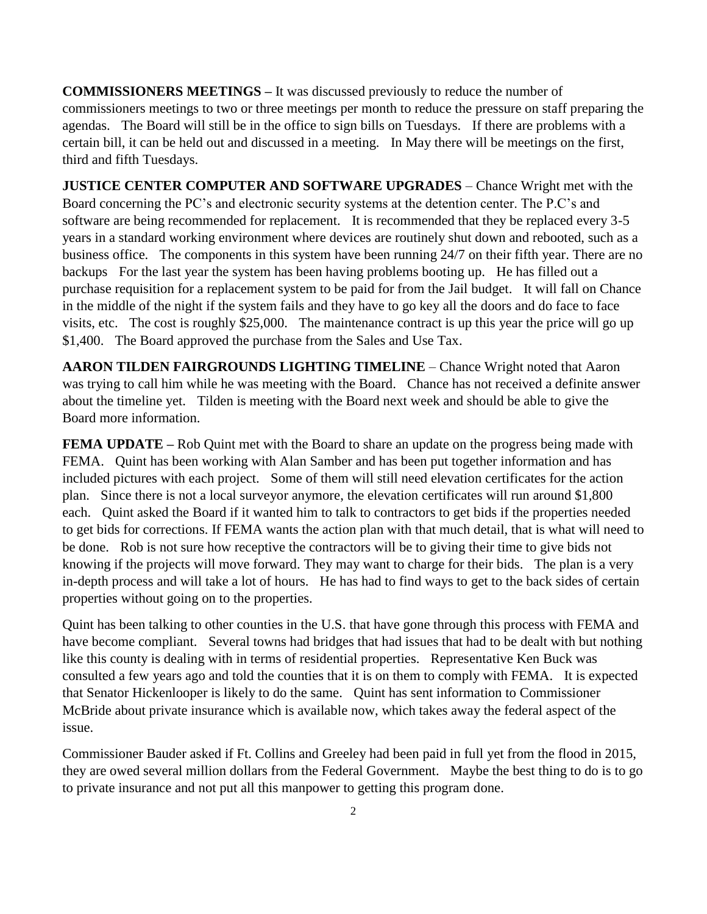**COMMISSIONERS MEETINGS –** It was discussed previously to reduce the number of commissioners meetings to two or three meetings per month to reduce the pressure on staff preparing the agendas. The Board will still be in the office to sign bills on Tuesdays. If there are problems with a certain bill, it can be held out and discussed in a meeting. In May there will be meetings on the first, third and fifth Tuesdays.

**JUSTICE CENTER COMPUTER AND SOFTWARE UPGRADES** – Chance Wright met with the Board concerning the PC's and electronic security systems at the detention center. The P.C's and software are being recommended for replacement. It is recommended that they be replaced every 3-5 years in a standard working environment where devices are routinely shut down and rebooted, such as a business office. The components in this system have been running 24/7 on their fifth year. There are no backups For the last year the system has been having problems booting up. He has filled out a purchase requisition for a replacement system to be paid for from the Jail budget. It will fall on Chance in the middle of the night if the system fails and they have to go key all the doors and do face to face visits, etc. The cost is roughly $25,000. The maintenance contract is up this year the price will go up $1,400. The Board approved the purchase from the Sales and Use Tax.

**AARON TILDEN FAIRGROUNDS LIGHTING TIMELINE** – Chance Wright noted that Aaron was trying to call him while he was meeting with the Board. Chance has not received a definite answer about the timeline yet. Tilden is meeting with the Board next week and should be able to give the Board more information.

**FEMA UPDATE –** Rob Quint met with the Board to share an update on the progress being made with FEMA. Quint has been working with Alan Samber and has been put together information and has included pictures with each project. Some of them will still need elevation certificates for the action plan. Since there is not a local surveyor anymore, the elevation certificates will run around $1,800 each. Quint asked the Board if it wanted him to talk to contractors to get bids if the properties needed to get bids for corrections. If FEMA wants the action plan with that much detail, that is what will need to be done. Rob is not sure how receptive the contractors will be to giving their time to give bids not knowing if the projects will move forward. They may want to charge for their bids. The plan is a very in-depth process and will take a lot of hours. He has had to find ways to get to the back sides of certain properties without going on to the properties.

Quint has been talking to other counties in the U.S. that have gone through this process with FEMA and have become compliant. Several towns had bridges that had issues that had to be dealt with but nothing like this county is dealing with in terms of residential properties. Representative Ken Buck was consulted a few years ago and told the counties that it is on them to comply with FEMA. It is expected that Senator Hickenlooper is likely to do the same. Quint has sent information to Commissioner McBride about private insurance which is available now, which takes away the federal aspect of the issue.

Commissioner Bauder asked if Ft. Collins and Greeley had been paid in full yet from the flood in 2015, they are owed several million dollars from the Federal Government. Maybe the best thing to do is to go to private insurance and not put all this manpower to getting this program done.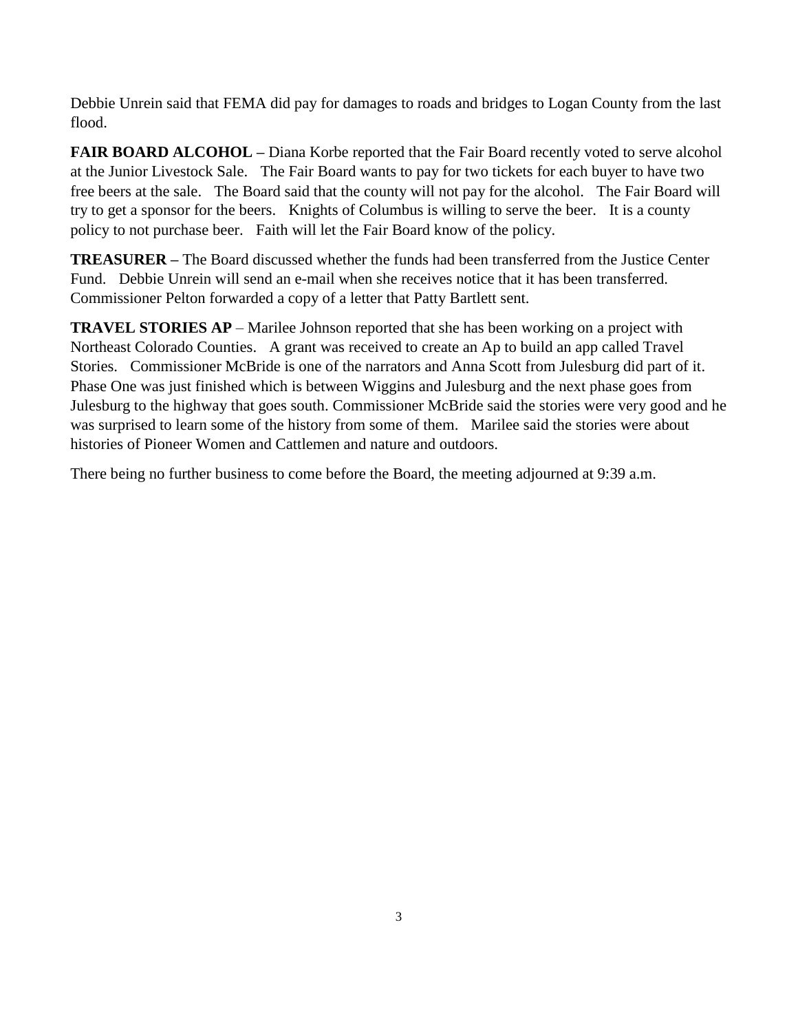Debbie Unrein said that FEMA did pay for damages to roads and bridges to Logan County from the last flood.

**FAIR BOARD ALCOHOL –** Diana Korbe reported that the Fair Board recently voted to serve alcohol at the Junior Livestock Sale. The Fair Board wants to pay for two tickets for each buyer to have two free beers at the sale. The Board said that the county will not pay for the alcohol. The Fair Board will try to get a sponsor for the beers. Knights of Columbus is willing to serve the beer. It is a county policy to not purchase beer. Faith will let the Fair Board know of the policy.

**TREASURER –** The Board discussed whether the funds had been transferred from the Justice Center Fund. Debbie Unrein will send an e-mail when she receives notice that it has been transferred. Commissioner Pelton forwarded a copy of a letter that Patty Bartlett sent.

**TRAVEL STORIES AP** – Marilee Johnson reported that she has been working on a project with Northeast Colorado Counties. A grant was received to create an Ap to build an app called Travel Stories. Commissioner McBride is one of the narrators and Anna Scott from Julesburg did part of it. Phase One was just finished which is between Wiggins and Julesburg and the next phase goes from Julesburg to the highway that goes south. Commissioner McBride said the stories were very good and he was surprised to learn some of the history from some of them. Marilee said the stories were about histories of Pioneer Women and Cattlemen and nature and outdoors.

There being no further business to come before the Board, the meeting adjourned at 9:39 a.m.